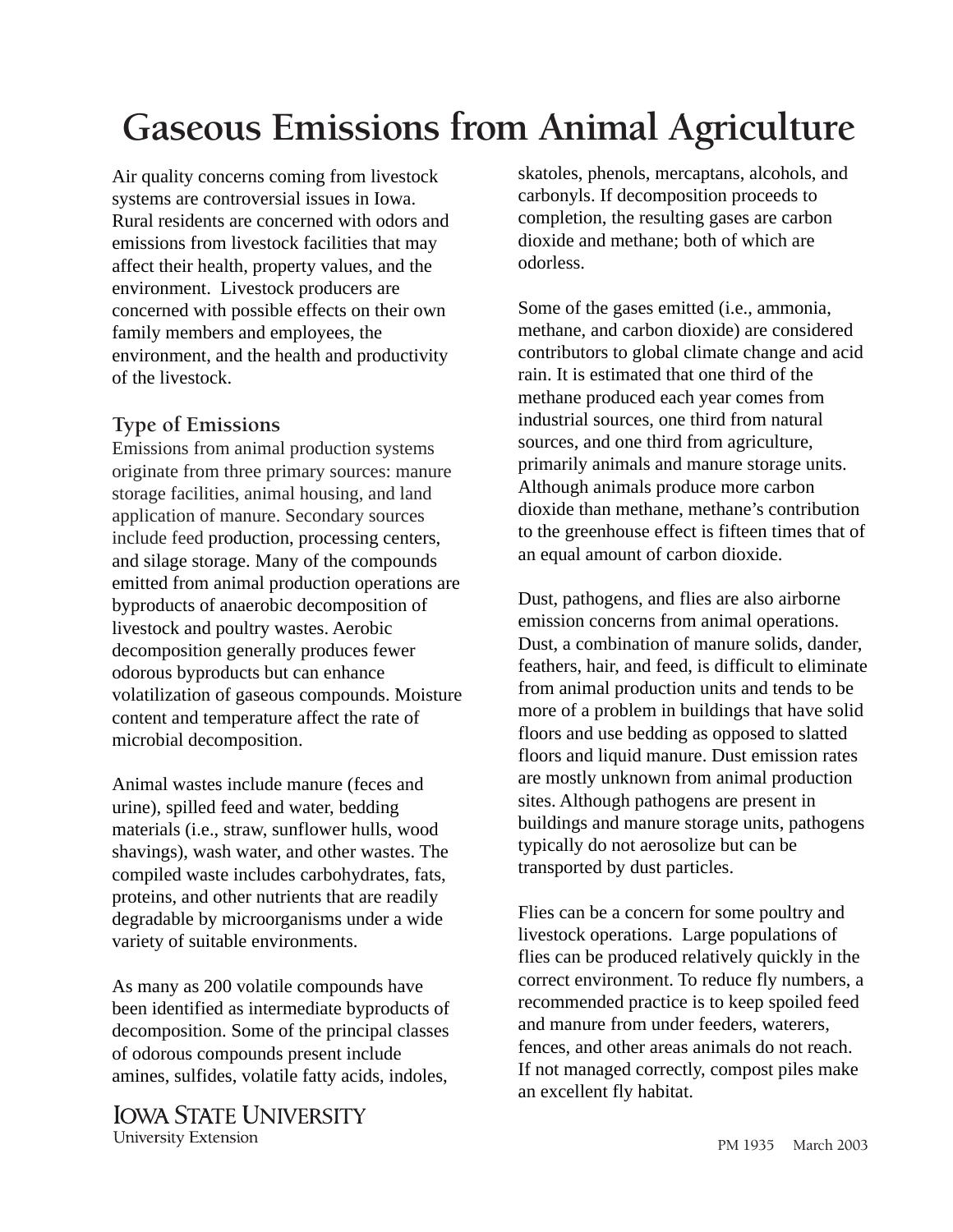# Gaseous Emissions from Animal Agriculture

Air quality concerns coming from livestock systems are controversial issues in Iowa. Rural residents are concerned with odors and emissions from livestock facilities that may affect their health, property values, and the environment. Livestock producers are concerned with possible effects on their own family members and employees, the environment, and the health and productivity of the livestock.

## Type of Emissions

Emissions from animal production systems originate from three primary sources: manure storage facilities, animal housing, and land application of manure. Secondary sources include feed production, processing centers, and silage storage. Many of the compounds emitted from animal production operations are byproducts of anaerobic decomposition of livestock and poultry wastes. Aerobic decomposition generally produces fewer odorous byproducts but can enhance volatilization of gaseous compounds. Moisture content and temperature affect the rate of microbial decomposition.

Animal wastes include manure (feces and urine), spilled feed and water, bedding materials (i.e., straw, sunflower hulls, wood shavings), wash water, and other wastes. The compiled waste includes carbohydrates, fats, proteins, and other nutrients that are readily degradable by microorganisms under a wide variety of suitable environments.

As many as 200 volatile compounds have been identified as intermediate byproducts of decomposition. Some of the principal classes of odorous compounds present include amines, sulfides, volatile fatty acids, indoles, skatoles, phenols, mercaptans, alcohols, and carbonyls. If decomposition proceeds to completion, the resulting gases are carbon dioxide and methane; both of which are odorless.

Some of the gases emitted (i.e., ammonia, methane, and carbon dioxide) are considered contributors to global climate change and acid rain. It is estimated that one third of the methane produced each year comes from industrial sources, one third from natural sources, and one third from agriculture, primarily animals and manure storage units. Although animals produce more carbon dioxide than methane, methane's contribution to the greenhouse effect is fifteen times that of an equal amount of carbon dioxide.

Dust, pathogens, and flies are also airborne emission concerns from animal operations. Dust, a combination of manure solids, dander, feathers, hair, and feed, is difficult to eliminate from animal production units and tends to be more of a problem in buildings that have solid floors and use bedding as opposed to slatted floors and liquid manure. Dust emission rates are mostly unknown from animal production sites. Although pathogens are present in buildings and manure storage units, pathogens typically do not aerosolize but can be transported by dust particles.

Flies can be a concern for some poultry and livestock operations. Large populations of flies can be produced relatively quickly in the correct environment. To reduce fly numbers, a recommended practice is to keep spoiled feed and manure from under feeders, waterers, fences, and other areas animals do not reach. If not managed correctly, compost piles make an excellent fly habitat.

IOWA STATE UNIVERSITY
University Extension

PM 1935 March 2003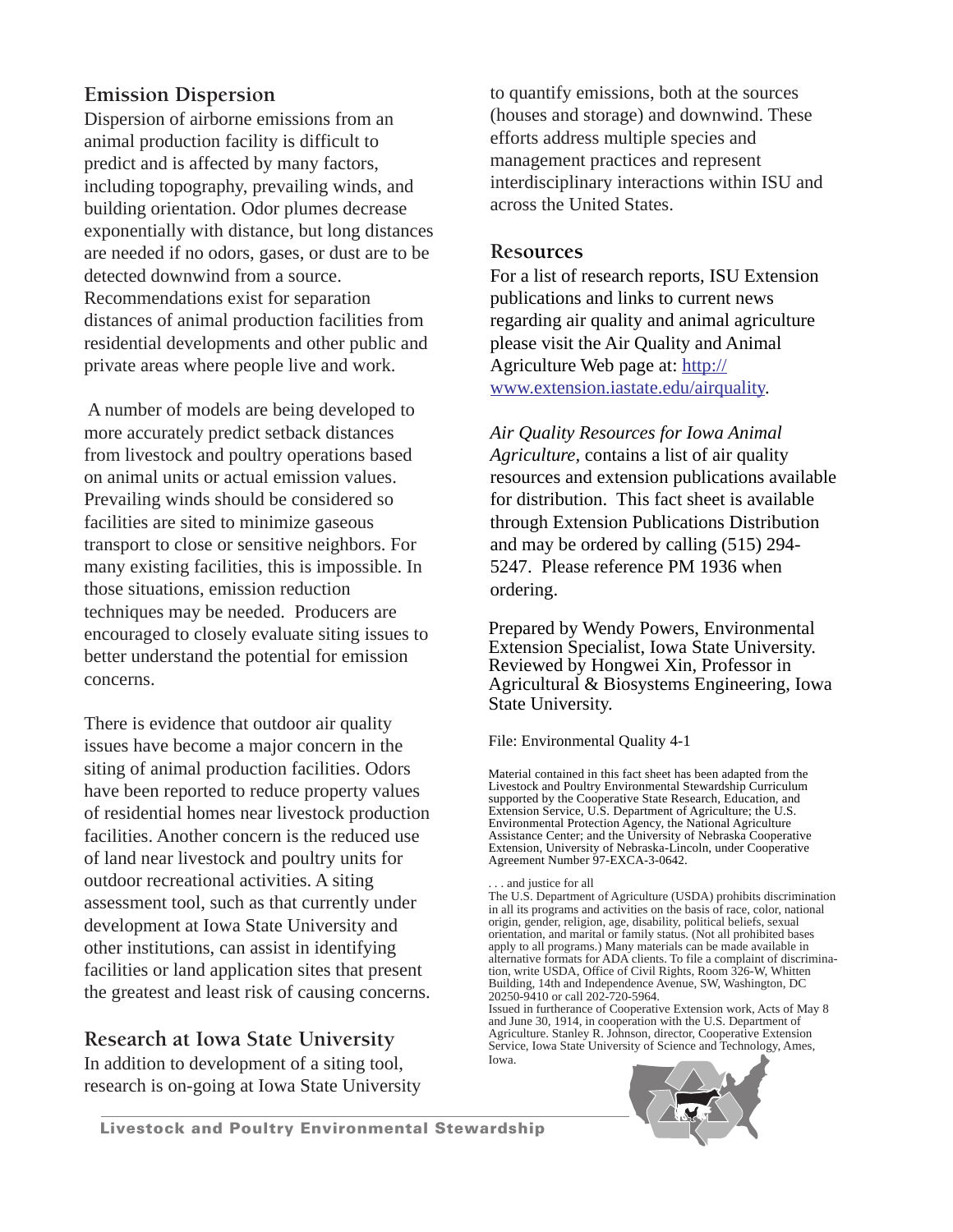## Emission Dispersion

Dispersion of airborne emissions from an animal production facility is difficult to predict and is affected by many factors, including topography, prevailing winds, and building orientation. Odor plumes decrease exponentially with distance, but long distances are needed if no odors, gases, or dust are to be detected downwind from a source. Recommendations exist for separation distances of animal production facilities from residential developments and other public and private areas where people live and work.

A number of models are being developed to more accurately predict setback distances from livestock and poultry operations based on animal units or actual emission values. Prevailing winds should be considered so facilities are sited to minimize gaseous transport to close or sensitive neighbors. For many existing facilities, this is impossible. In those situations, emission reduction techniques may be needed. Producers are encouraged to closely evaluate siting issues to better understand the potential for emission concerns.

There is evidence that outdoor air quality issues have become a major concern in the siting of animal production facilities. Odors have been reported to reduce property values of residential homes near livestock production facilities. Another concern is the reduced use of land near livestock and poultry units for outdoor recreational activities. A siting assessment tool, such as that currently under development at Iowa State University and other institutions, can assist in identifying facilities or land application sites that present the greatest and least risk of causing concerns.

## Research at Iowa State University

In addition to development of a siting tool, research is on-going at Iowa State University to quantify emissions, both at the sources (houses and storage) and downwind. These efforts address multiple species and management practices and represent interdisciplinary interactions within ISU and across the United States.

## Resources

For a list of research reports, ISU Extension publications and links to current news regarding air quality and animal agriculture please visit the Air Quality and Animal Agriculture Web page at: http://www.extension.iastate.edu/airquality.

*Air Quality Resources for Iowa Animal Agriculture,* contains a list of air quality resources and extension publications available for distribution. This fact sheet is available through Extension Publications Distribution and may be ordered by calling (515) 294-5247. Please reference PM 1936 when ordering.

Prepared by Wendy Powers, Environmental Extension Specialist, Iowa State University. Reviewed by Hongwei Xin, Professor in Agricultural & Biosystems Engineering, Iowa State University.

File: Environmental Quality 4-1

Material contained in this fact sheet has been adapted from the Livestock and Poultry Environmental Stewardship Curriculum supported by the Cooperative State Research, Education, and Extension Service, U.S. Department of Agriculture; the U.S. Environmental Protection Agency, the National Agriculture Assistance Center; and the University of Nebraska Cooperative Extension, University of Nebraska-Lincoln, under Cooperative Agreement Number 97-EXCA-3-0642.

. . . and justice for all
The U.S. Department of Agriculture (USDA) prohibits discrimination in all its programs and activities on the basis of race, color, national origin, gender, religion, age, disability, political beliefs, sexual orientation, and marital or family status. (Not all prohibited bases apply to all programs.) Many materials can be made available in alternative formats for ADA clients. To file a complaint of discrimination, write USDA, Office of Civil Rights, Room 326-W, Whitten Building, 14th and Independence Avenue, SW, Washington, DC 20250-9410 or call 202-720-5964.
Issued in furtherance of Cooperative Extension work, Acts of May 8 and June 30, 1914, in cooperation with the U.S. Department of Agriculture. Stanley R. Johnson, director, Cooperative Extension Service, Iowa State University of Science and Technology, Ames, Iowa.

Livestock and Poultry Environmental Stewardship